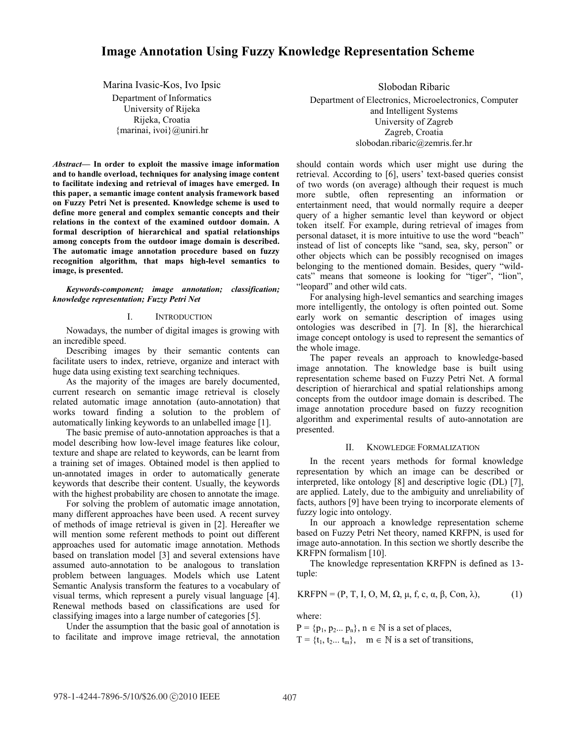# Image Annotation Using Fuzzy Knowledge Representation Scheme

Marina Ivasic-Kos, Ivo Ipsic
Department of Informatics
University of Rijeka
Rijeka, Croatia
{marinai, ivoi}@uniri.hr

Slobodan Ribaric
Department of Electronics, Microelectronics, Computer and Intelligent Systems
University of Zagreb
Zagreb, Croatia
slobodan.ribaric@zemris.fer.hr

***Abstract*— In order to exploit the massive image information and to handle overload, techniques for analysing image content to facilitate indexing and retrieval of images have emerged. In this paper, a semantic image content analysis framework based on Fuzzy Petri Net is presented. Knowledge scheme is used to define more general and complex semantic concepts and their relations in the context of the examined outdoor domain. A formal description of hierarchical and spatial relationships among concepts from the outdoor image domain is described. The automatic image annotation procedure based on fuzzy recognition algorithm, that maps high-level semantics to image, is presented.**

***Keywords-component; image annotation; classification; knowledge representation; Fuzzy Petri Net***

## I. Introduction

Nowadays, the number of digital images is growing with an incredible speed.

Describing images by their semantic contents can facilitate users to index, retrieve, organize and interact with huge data using existing text searching techniques.

As the majority of the images are barely documented, current research on semantic image retrieval is closely related automatic image annotation (auto-annotation) that works toward finding a solution to the problem of automatically linking keywords to an unlabelled image [1].

The basic premise of auto-annotation approaches is that a model describing how low-level image features like colour, texture and shape are related to keywords, can be learnt from a training set of images. Obtained model is then applied to un-annotated images in order to automatically generate keywords that describe their content. Usually, the keywords with the highest probability are chosen to annotate the image.

For solving the problem of automatic image annotation, many different approaches have been used. A recent survey of methods of image retrieval is given in [2]. Hereafter we will mention some referent methods to point out different approaches used for automatic image annotation. Methods based on translation model [3] and several extensions have assumed auto-annotation to be analogous to translation problem between languages. Models which use Latent Semantic Analysis transform the features to a vocabulary of visual terms, which represent a purely visual language [4]. Renewal methods based on classifications are used for classifying images into a large number of categories [5].

Under the assumption that the basic goal of annotation is to facilitate and improve image retrieval, the annotation should contain words which user might use during the retrieval. According to [6], users' text-based queries consist of two words (on average) although their request is much more subtle, often representing an information or entertainment need, that would normally require a deeper query of a higher semantic level than keyword or object token itself. For example, during retrieval of images from personal dataset, it is more intuitive to use the word "beach" instead of list of concepts like "sand, sea, sky, person" or other objects which can be possibly recognised on images belonging to the mentioned domain. Besides, query "wild-cats" means that someone is looking for "tiger", "lion", "leopard" and other wild cats.

For analysing high-level semantics and searching images more intelligently, the ontology is often pointed out. Some early work on semantic description of images using ontologies was described in [7]. In [8], the hierarchical image concept ontology is used to represent the semantics of the whole image.

The paper reveals an approach to knowledge-based image annotation. The knowledge base is built using representation scheme based on Fuzzy Petri Net. A formal description of hierarchical and spatial relationships among concepts from the outdoor image domain is described. The image annotation procedure based on fuzzy recognition algorithm and experimental results of auto-annotation are presented.

## II. Knowledge Formalization

In the recent years methods for formal knowledge representation by which an image can be described or interpreted, like ontology [8] and descriptive logic (DL) [7], are applied. Lately, due to the ambiguity and unreliability of facts, authors [9] have been trying to incorporate elements of fuzzy logic into ontology.

In our approach a knowledge representation scheme based on Fuzzy Petri Net theory, named KRFPN, is used for image auto-annotation. In this section we shortly describe the KRFPN formalism [10].

The knowledge representation KRFPN is defined as 13-tuple:

$$\text{KRFPN} = (P, T, I, O, M, \Omega, \mu, f, c, \alpha, \beta, \text{Con}, \lambda), \tag{1}$$

where:

$P = \{p_1, p_2... p_n\}$, $n \in \mathbb{N}$ is a set of places,

$T = \{t_1, t_2... t_m\}$, $m \in \mathbb{N}$ is a set of transitions,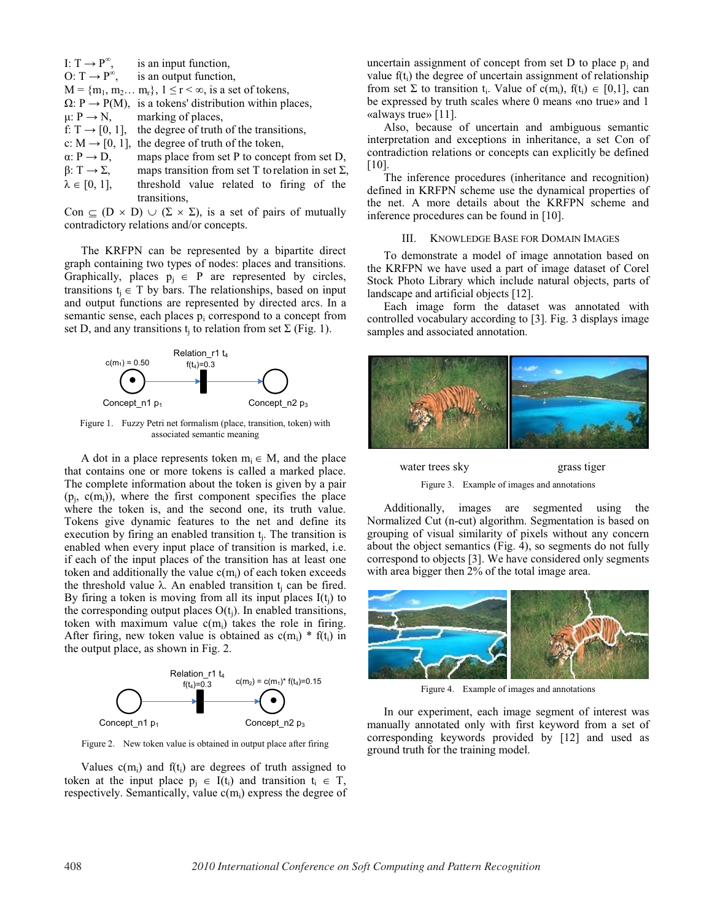$I: T \rightarrow P^{\infty}$, is an input function,
$O: T \rightarrow P^{\infty}$, is an output function,
$M = \{m_1, m_2 \ldots m_r\}$, $1 \leq r < \infty$, is a set of tokens,
$\Omega: P \rightarrow P(M)$, is a tokens' distribution within places,
$\mu: P \rightarrow N$, marking of places,
$f: T \rightarrow [0, 1]$, the degree of truth of the transitions,
$c: M \rightarrow [0, 1]$, the degree of truth of the token,
$\alpha: P \rightarrow D$, maps place from set P to concept from set D,
$\beta: T \rightarrow \Sigma$, maps transition from set T to relation in set $\Sigma$,
$\lambda \in [0, 1]$, threshold value related to firing of the transitions,
$Con \subseteq (D \times D) \cup (\Sigma \times \Sigma)$, is a set of pairs of mutually contradictory relations and/or concepts.

The KRFPN can be represented by a bipartite direct graph containing two types of nodes: places and transitions. Graphically, places $p_j \in P$ are represented by circles, transitions $t_j \in T$ by bars. The relationships, based on input and output functions are represented by directed arcs. In a semantic sense, each places $p_i$ correspond to a concept from set D, and any transitions $t_j$ to relation from set $\Sigma$ (Fig. 1).

Figure 1. Fuzzy Petri net formalism (place, transition, token) with associated semantic meaning

A dot in a place represents token $m_i \in M$, and the place that contains one or more tokens is called a marked place. The complete information about the token is given by a pair $(p_j, c(m_i))$, where the first component specifies the place where the token is, and the second one, its truth value. Tokens give dynamic features to the net and define its execution by firing an enabled transition $t_j$. The transition is enabled when every input place of transition is marked, i.e. if each of the input places of the transition has at least one token and additionally the value $c(m_i)$ of each token exceeds the threshold value $\lambda$. An enabled transition $t_j$ can be fired. By firing a token is moving from all its input places $I(t_j)$ to the corresponding output places $O(t_j)$. In enabled transitions, token with maximum value $c(m_i)$ takes the role in firing. After firing, new token value is obtained as $c(m_i) * f(t_i)$ in the output place, as shown in Fig. 2.

Figure 2. New token value is obtained in output place after firing

Values $c(m_i)$ and $f(t_i)$ are degrees of truth assigned to token at the input place $p_j \in I(t_i)$ and transition $t_i \in T$, respectively. Semantically, value $c(m_i)$ express the degree of uncertain assignment of concept from set D to place $p_j$ and value $f(t_i)$ the degree of uncertain assignment of relationship from set $\Sigma$ to transition $t_i$. Value of $c(m_i)$, $f(t_i) \in [0,1]$, can be expressed by truth scales where 0 means «no true» and 1 «always true» [11].

Also, because of uncertain and ambiguous semantic interpretation and exceptions in inheritance, a set Con of contradiction relations or concepts can explicitly be defined [10].

The inference procedures (inheritance and recognition) defined in KRFPN scheme use the dynamical properties of the net. A more details about the KRFPN scheme and inference procedures can be found in [10].

## III. Knowledge Base for Domain Images

To demonstrate a model of image annotation based on the KRFPN we have used a part of image dataset of Corel Stock Photo Library which include natural objects, parts of landscape and artificial objects [12].

Each image form the dataset was annotated with controlled vocabulary according to [3]. Fig. 3 displays image samples and associated annotation.

water trees sky grass tiger

Figure 3. Example of images and annotations

Additionally, images are segmented using the Normalized Cut (n-cut) algorithm. Segmentation is based on grouping of visual similarity of pixels without any concern about the object semantics (Fig. 4), so segments do not fully correspond to objects [3]. We have considered only segments with area bigger then 2% of the total image area.

Figure 4. Example of images and annotations

In our experiment, each image segment of interest was manually annotated only with first keyword from a set of corresponding keywords provided by [12] and used as ground truth for the training model.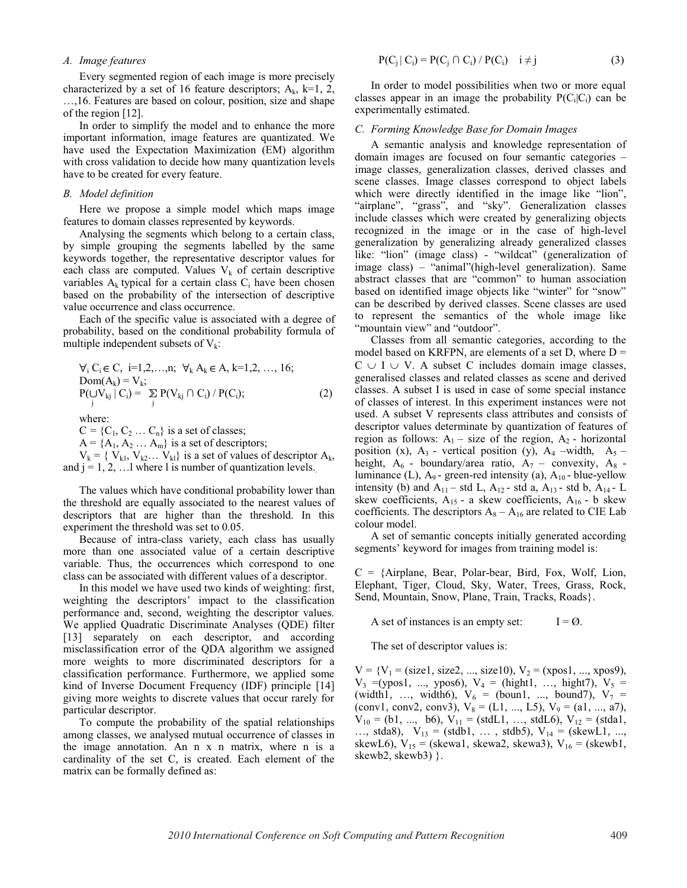### A. Image features

Every segmented region of each image is more precisely characterized by a set of 16 feature descriptors; $A_k$, k=1, 2, …,16. Features are based on colour, position, size and shape of the region [12].

In order to simplify the model and to enhance the more important information, image features are quantizated. We have used the Expectation Maximization (EM) algorithm with cross validation to decide how many quantization levels have to be created for every feature.

### B. Model definition

Here we propose a simple model which maps image features to domain classes represented by keywords.

Analysing the segments which belong to a certain class, by simple grouping the segments labelled by the same keywords together, the representative descriptor values for each class are computed. Values $V_k$ of certain descriptive variables $A_k$ typical for a certain class $C_i$ have been chosen based on the probability of the intersection of descriptive value occurrence and class occurrence.

Each of the specific value is associated with a degree of probability, based on the conditional probability formula of multiple independent subsets of $V_k$:

$$\forall_i\, C_i \in C,\ i=1,2,\ldots,n;\ \ \forall_k\, A_k \in A,\ k=1,2,\ldots,16;$$
$$Dom(A_k) = V_k;$$
$$P(\bigcup_j V_{kj} \mid C_i) = \sum_j P(V_{kj} \cap C_i) / P(C_i); \qquad (2)$$

where:

$C = \{C_1, C_2 \ldots C_n\}$ is a set of classes;

$A = \{A_1, A_2 \ldots A_m\}$ is a set of descriptors;

$V_k = \{ V_{k1}, V_{k2} \ldots V_{kl}\}$ is a set of values of descriptor $A_k$, and $j = 1, 2, \ldots l$ where l is number of quantization levels.

The values which have conditional probability lower than the threshold are equally associated to the nearest values of descriptors that are higher than the threshold. In this experiment the threshold was set to 0.05.

Because of intra-class variety, each class has usually more than one associated value of a certain descriptive variable. Thus, the occurrences which correspond to one class can be associated with different values of a descriptor.

In this model we have used two kinds of weighting: first, weighting the descriptors' impact to the classification performance and, second, weighting the descriptor values. We applied Quadratic Discriminate Analyses (QDE) filter [13] separately on each descriptor, and according misclassification error of the QDA algorithm we assigned more weights to more discriminated descriptors for a classification performance. Furthermore, we applied some kind of Inverse Document Frequency (IDF) principle [14] giving more weights to discrete values that occur rarely for particular descriptor.

To compute the probability of the spatial relationships among classes, we analysed mutual occurrence of classes in the image annotation. An n x n matrix, where n is a cardinality of the set C, is created. Each element of the matrix can be formally defined as:

$$P(C_j \mid C_i) = P(C_j \cap C_i) / P(C_i) \quad i \neq j \qquad (3)$$

In order to model possibilities when two or more equal classes appear in an image the probability $P(C_i|C_i)$ can be experimentally estimated.

### C. Forming Knowledge Base for Domain Images

A semantic analysis and knowledge representation of domain images are focused on four semantic categories – image classes, generalization classes, derived classes and scene classes. Image classes correspond to object labels which were directly identified in the image like "lion", "airplane", "grass", and "sky". Generalization classes include classes which were created by generalizing objects recognized in the image or in the case of high-level generalization by generalizing already generalized classes like: "lion" (image class) - "wildcat" (generalization of image class) – "animal"(high-level generalization). Same abstract classes that are "common" to human association based on identified image objects like "winter" for "snow" can be described by derived classes. Scene classes are used to represent the semantics of the whole image like "mountain view" and "outdoor".

Classes from all semantic categories, according to the model based on KRFPN, are elements of a set D, where $D = C \cup I \cup V$. A subset C includes domain image classes, generalised classes and related classes as scene and derived classes. A subset I is used in case of some special instance of classes of interest. In this experiment instances were not used. A subset V represents class attributes and consists of descriptor values determinate by quantization of features of region as follows: $A_1$ – size of the region, $A_2$ - horizontal position (x), $A_3$ - vertical position (y), $A_4$ –width, $A_5$ – height, $A_6$ - boundary/area ratio, $A_7$ – convexity, $A_8$ - luminance (L), $A_9$ - green-red intensity (a), $A_{10}$ - blue-yellow intensity (b) and $A_{11}$ – std L, $A_{12}$ - std a, $A_{13}$ - std b, $A_{14}$ - L skew coefficients, $A_{15}$ - a skew coefficients, $A_{16}$ - b skew coefficients. The descriptors $A_8$ – $A_{16}$ are related to CIE Lab colour model.

A set of semantic concepts initially generated according segments' keyword for images from training model is:

C = {Airplane, Bear, Polar-bear, Bird, Fox, Wolf, Lion, Elephant, Tiger, Cloud, Sky, Water, Trees, Grass, Rock, Send, Mountain, Snow, Plane, Train, Tracks, Roads}.

A set of instances is an empty set: $I = \emptyset$.

The set of descriptor values is:

$V = \{V_1$ = (size1, size2, ..., size10), $V_2$ = (xpos1, ..., xpos9), $V_3$ =(ypos1, ..., ypos6), $V_4$ = (hight1, …, hight7), $V_5$ = (width1, …, width6), $V_6$ = (boun1, ..., bound7), $V_7$ = (conv1, conv2, conv3), $V_8$ = (L1, ..., L5), $V_9$ = (a1, ..., a7), $V_{10}$ = (b1, ..., b6), $V_{11}$ = (stdL1, …, stdL6), $V_{12}$ = (stda1, …, stda8), $V_{13}$ = (stdb1, … , stdb5), $V_{14}$ = (skewL1, ..., skewL6), $V_{15}$ = (skewa1, skewa2, skewa3), $V_{16}$ = (skewb1, skewb2, skewb3) $\}$.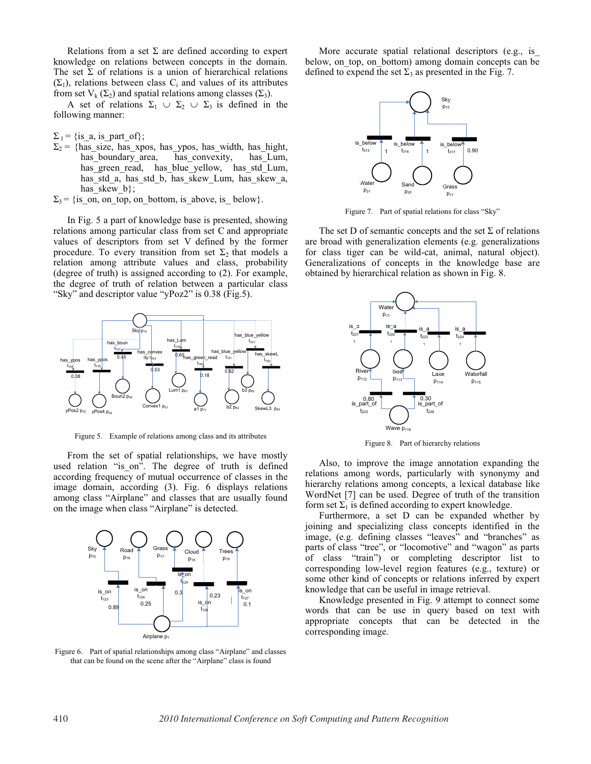Relations from a set Σ are defined according to expert knowledge on relations between concepts in the domain. The set Σ of relations is a union of hierarchical relations ($\Sigma_1$), relations between class $C_i$ and values of its attributes from set $V_k$ ($\Sigma_2$) and spatial relations among classes ($\Sigma_3$).

A set of relations $\Sigma_1 \cup \Sigma_2 \cup \Sigma_3$ is defined in the following manner:

$\Sigma_1$ = {is_a, is_part_of};

$\Sigma_2$ = {has_size, has_xpos, has_ypos, has_width, has_hight, has_boundary_area, has_convexity, has_Lum, has_green_read, has_blue_yellow, has_std_Lum, has_std_a, has_std_b, has_skew_Lum, has_skew_a, has_skew_b};

$\Sigma_3$ = {is_on, on_top, on_bottom, is_above, is_ below}.

In Fig. 5 a part of knowledge base is presented, showing relations among particular class from set C and appropriate values of descriptors from set V defined by the former procedure. To every transition from set $\Sigma_2$ that models a relation among attribute values and class, probability (degree of truth) is assigned according to (2). For example, the degree of truth of relation between a particular class "Sky" and descriptor value "yPoz2" is 0.38 (Fig.5).

Figure 5. Example of relations among class and its attributes

From the set of spatial relationships, we have mostly used relation "is_on". The degree of truth is defined according frequency of mutual occurrence of classes in the image domain, according (3). Fig. 6 displays relations among class "Airplane" and classes that are usually found on the image when class "Airplane" is detected.

Figure 6. Part of spatial relationships among class "Airplane" and classes that can be found on the scene after the "Airplane" class is found

More accurate spatial relational descriptors (e.g., is_ below, on_top, on_bottom) among domain concepts can be defined to expend the set $\Sigma_3$ as presented in the Fig. 7.

Figure 7. Part of spatial relations for class "Sky"

The set D of semantic concepts and the set Σ of relations are broad with generalization elements (e.g. generalizations for class tiger can be wild-cat, animal, natural object). Generalizations of concepts in the knowledge base are obtained by hierarchical relation as shown in Fig. 8.

Figure 8. Part of hierarchy relations

Also, to improve the image annotation expanding the relations among words, particularly with synonymy and hierarchy relations among concepts, a lexical database like WordNet [7] can be used. Degree of truth of the transition form set $\Sigma_1$ is defined according to expert knowledge.

Furthermore, a set D can be expanded whether by joining and specializing class concepts identified in the image, (e.g. defining classes "leaves" and "branches" as parts of class "tree", or "locomotive" and "wagon" as parts of class "train") or completing descriptor list to corresponding low-level region features (e.g., texture) or some other kind of concepts or relations inferred by expert knowledge that can be useful in image retrieval.

Knowledge presented in Fig. 9 attempt to connect some words that can be use in query based on text with appropriate concepts that can be detected in the corresponding image.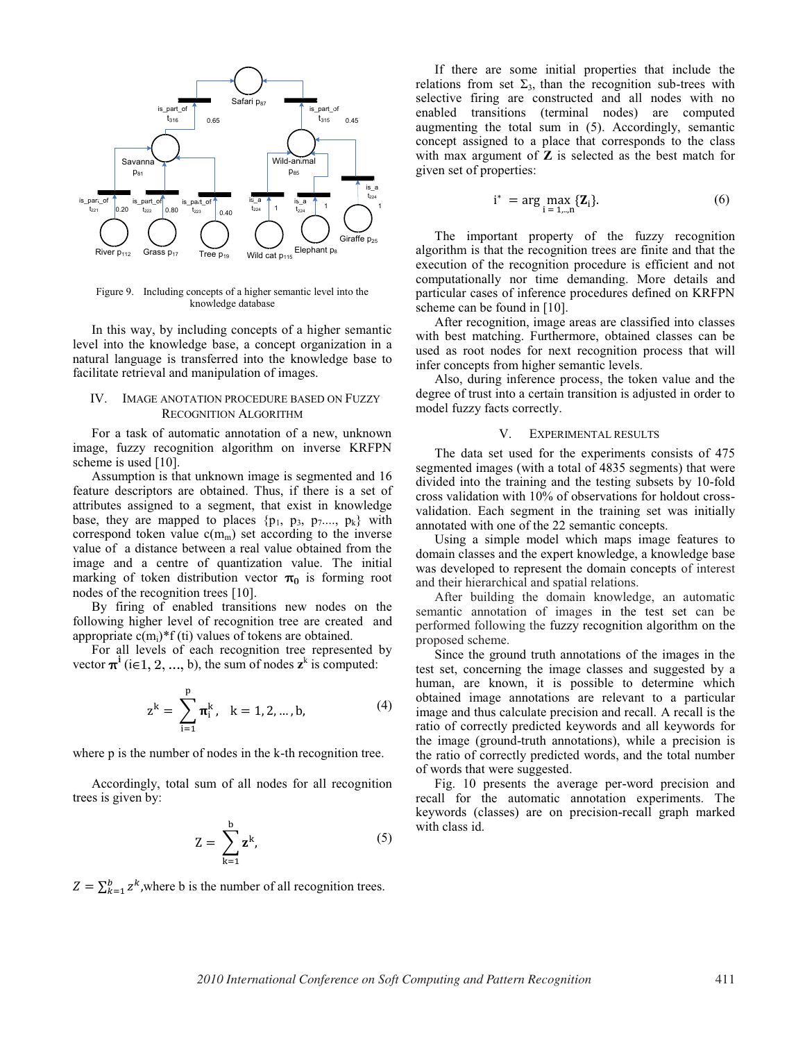Figure 9. Including concepts of a higher semantic level into the knowledge database

In this way, by including concepts of a higher semantic level into the knowledge base, a concept organization in a natural language is transferred into the knowledge base to facilitate retrieval and manipulation of images.

## IV. Image Anotation Procedure Based on Fuzzy Recognition Algorithm

For a task of automatic annotation of a new, unknown image, fuzzy recognition algorithm on inverse KRFPN scheme is used [10].

Assumption is that unknown image is segmented and 16 feature descriptors are obtained. Thus, if there is a set of attributes assigned to a segment, that exist in knowledge base, they are mapped to places $\{p_1, p_3, p_7, \ldots, p_k\}$ with correspond token value $c(m_m)$ set according to the inverse value of a distance between a real value obtained from the image and a centre of quantization value. The initial marking of token distribution vector $\boldsymbol{\pi}_0$ is forming root nodes of the recognition trees [10].

By firing of enabled transitions new nodes on the following higher level of recognition tree are created and appropriate $c(m_i)*f(ti)$ values of tokens are obtained.

For all levels of each recognition tree represented by vector $\boldsymbol{\pi}^{\mathbf{i}}$ ($i \in 1, 2, \ldots, b$), the sum of nodes $\mathbf{z}^k$ is computed:

$$\mathrm{z}^{\mathrm{k}} = \sum_{\mathrm{i}=1}^{\mathrm{p}} \boldsymbol{\pi}_{\mathrm{i}}^{\mathrm{k}}, \quad \mathrm{k} = 1, 2, \ldots, \mathrm{b}, \tag{4}$$

where p is the number of nodes in the k-th recognition tree.

Accordingly, total sum of all nodes for all recognition trees is given by:

$$\mathrm{Z} = \sum_{\mathrm{k}=1}^{\mathrm{b}} \mathbf{z}^{\mathrm{k}}, \tag{5}$$

$Z = \sum_{k=1}^{b} z^k$,where b is the number of all recognition trees.

If there are some initial properties that include the relations from set $\Sigma_3$, than the recognition sub-trees with selective firing are constructed and all nodes with no enabled transitions (terminal nodes) are computed augmenting the total sum in (5). Accordingly, semantic concept assigned to a place that corresponds to the class with max argument of $\mathbf{Z}$ is selected as the best match for given set of properties:

$$\mathrm{i}^* = \arg \max_{\mathrm{i}=1,\ldots,\mathrm{n}} \{\mathbf{Z}_{\mathrm{i}}\}. \tag{6}$$

The important property of the fuzzy recognition algorithm is that the recognition trees are finite and that the execution of the recognition procedure is efficient and not computationally nor time demanding. More details and particular cases of inference procedures defined on KRFPN scheme can be found in [10].

After recognition, image areas are classified into classes with best matching. Furthermore, obtained classes can be used as root nodes for next recognition process that will infer concepts from higher semantic levels.

Also, during inference process, the token value and the degree of trust into a certain transition is adjusted in order to model fuzzy facts correctly.

## V. Experimental Results

The data set used for the experiments consists of 475 segmented images (with a total of 4835 segments) that were divided into the training and the testing subsets by 10-fold cross validation with 10% of observations for holdout cross-validation. Each segment in the training set was initially annotated with one of the 22 semantic concepts.

Using a simple model which maps image features to domain classes and the expert knowledge, a knowledge base was developed to represent the domain concepts of interest and their hierarchical and spatial relations.

After building the domain knowledge, an automatic semantic annotation of images in the test set can be performed following the fuzzy recognition algorithm on the proposed scheme.

Since the ground truth annotations of the images in the test set, concerning the image classes and suggested by a human, are known, it is possible to determine which obtained image annotations are relevant to a particular image and thus calculate precision and recall. A recall is the ratio of correctly predicted keywords and all keywords for the image (ground-truth annotations), while a precision is the ratio of correctly predicted words, and the total number of words that were suggested.

Fig. 10 presents the average per-word precision and recall for the automatic annotation experiments. The keywords (classes) are on precision-recall graph marked with class id.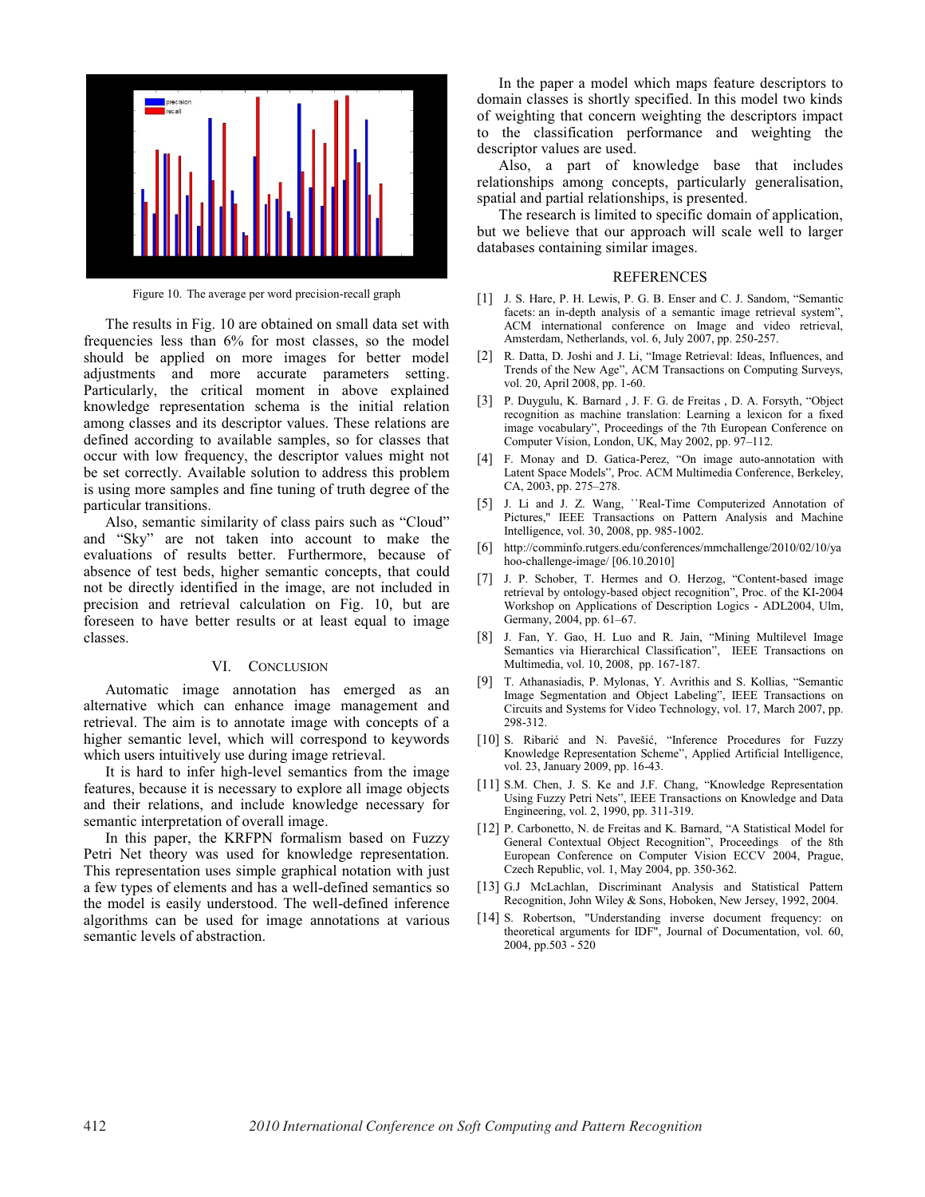precision
recall

Figure 10. The average per word precision-recall graph

The results in Fig. 10 are obtained on small data set with frequencies less than 6% for most classes, so the model should be applied on more images for better model adjustments and more accurate parameters setting. Particularly, the critical moment in above explained knowledge representation schema is the initial relation among classes and its descriptor values. These relations are defined according to available samples, so for classes that occur with low frequency, the descriptor values might not be set correctly. Available solution to address this problem is using more samples and fine tuning of truth degree of the particular transitions.

Also, semantic similarity of class pairs such as "Cloud" and "Sky" are not taken into account to make the evaluations of results better. Furthermore, because of absence of test beds, higher semantic concepts, that could not be directly identified in the image, are not included in precision and retrieval calculation on Fig. 10, but are foreseen to have better results or at least equal to image classes.

## VI. Conclusion

Automatic image annotation has emerged as an alternative which can enhance image management and retrieval. The aim is to annotate image with concepts of a higher semantic level, which will correspond to keywords which users intuitively use during image retrieval.

It is hard to infer high-level semantics from the image features, because it is necessary to explore all image objects and their relations, and include knowledge necessary for semantic interpretation of overall image.

In this paper, the KRFPN formalism based on Fuzzy Petri Net theory was used for knowledge representation. This representation uses simple graphical notation with just a few types of elements and has a well-defined semantics so the model is easily understood. The well-defined inference algorithms can be used for image annotations at various semantic levels of abstraction.

In the paper a model which maps feature descriptors to domain classes is shortly specified. In this model two kinds of weighting that concern weighting the descriptors impact to the classification performance and weighting the descriptor values are used.

Also, a part of knowledge base that includes relationships among concepts, particularly generalisation, spatial and partial relationships, is presented.

The research is limited to specific domain of application, but we believe that our approach will scale well to larger databases containing similar images.

## References

[1] J. S. Hare, P. H. Lewis, P. G. B. Enser and C. J. Sandom, "Semantic facets: an in-depth analysis of a semantic image retrieval system", ACM international conference on Image and video retrieval, Amsterdam, Netherlands, vol. 6, July 2007, pp. 250-257.

[2] R. Datta, D. Joshi and J. Li, "Image Retrieval: Ideas, Influences, and Trends of the New Age", ACM Transactions on Computing Surveys, vol. 20, April 2008, pp. 1-60.

[3] P. Duygulu, K. Barnard , J. F. G. de Freitas , D. A. Forsyth, "Object recognition as machine translation: Learning a lexicon for a fixed image vocabulary", Proceedings of the 7th European Conference on Computer Vision, London, UK, May 2002, pp. 97–112.

[4] F. Monay and D. Gatica-Perez, "On image auto-annotation with Latent Space Models", Proc. ACM Multimedia Conference, Berkeley, CA, 2003, pp. 275–278.

[5] J. Li and J. Z. Wang, ``Real-Time Computerized Annotation of Pictures," IEEE Transactions on Pattern Analysis and Machine Intelligence, vol. 30, 2008, pp. 985-1002.

[6] http://comminfo.rutgers.edu/conferences/mmchallenge/2010/02/10/yahoo-challenge-image/ [06.10.2010]

[7] J. P. Schober, T. Hermes and O. Herzog, "Content-based image retrieval by ontology-based object recognition", Proc. of the KI-2004 Workshop on Applications of Description Logics - ADL2004, Ulm, Germany, 2004, pp. 61–67.

[8] J. Fan, Y. Gao, H. Luo and R. Jain, "Mining Multilevel Image Semantics via Hierarchical Classification", IEEE Transactions on Multimedia, vol. 10, 2008, pp. 167-187.

[9] T. Athanasiadis, P. Mylonas, Y. Avrithis and S. Kollias, "Semantic Image Segmentation and Object Labeling", IEEE Transactions on Circuits and Systems for Video Technology, vol. 17, March 2007, pp. 298-312.

[10] S. Ribarić and N. Pavešić, "Inference Procedures for Fuzzy Knowledge Representation Scheme", Applied Artificial Intelligence, vol. 23, January 2009, pp. 16-43.

[11] S.M. Chen, J. S. Ke and J.F. Chang, "Knowledge Representation Using Fuzzy Petri Nets", IEEE Transactions on Knowledge and Data Engineering, vol. 2, 1990, pp. 311-319.

[12] P. Carbonetto, N. de Freitas and K. Barnard, "A Statistical Model for General Contextual Object Recognition", Proceedings of the 8th European Conference on Computer Vision ECCV 2004, Prague, Czech Republic, vol. 1, May 2004, pp. 350-362.

[13] G.J McLachlan, Discriminant Analysis and Statistical Pattern Recognition, John Wiley & Sons, Hoboken, New Jersey, 1992, 2004.

[14] S. Robertson, "Understanding inverse document frequency: on theoretical arguments for IDF", Journal of Documentation, vol. 60, 2004, pp.503 - 520